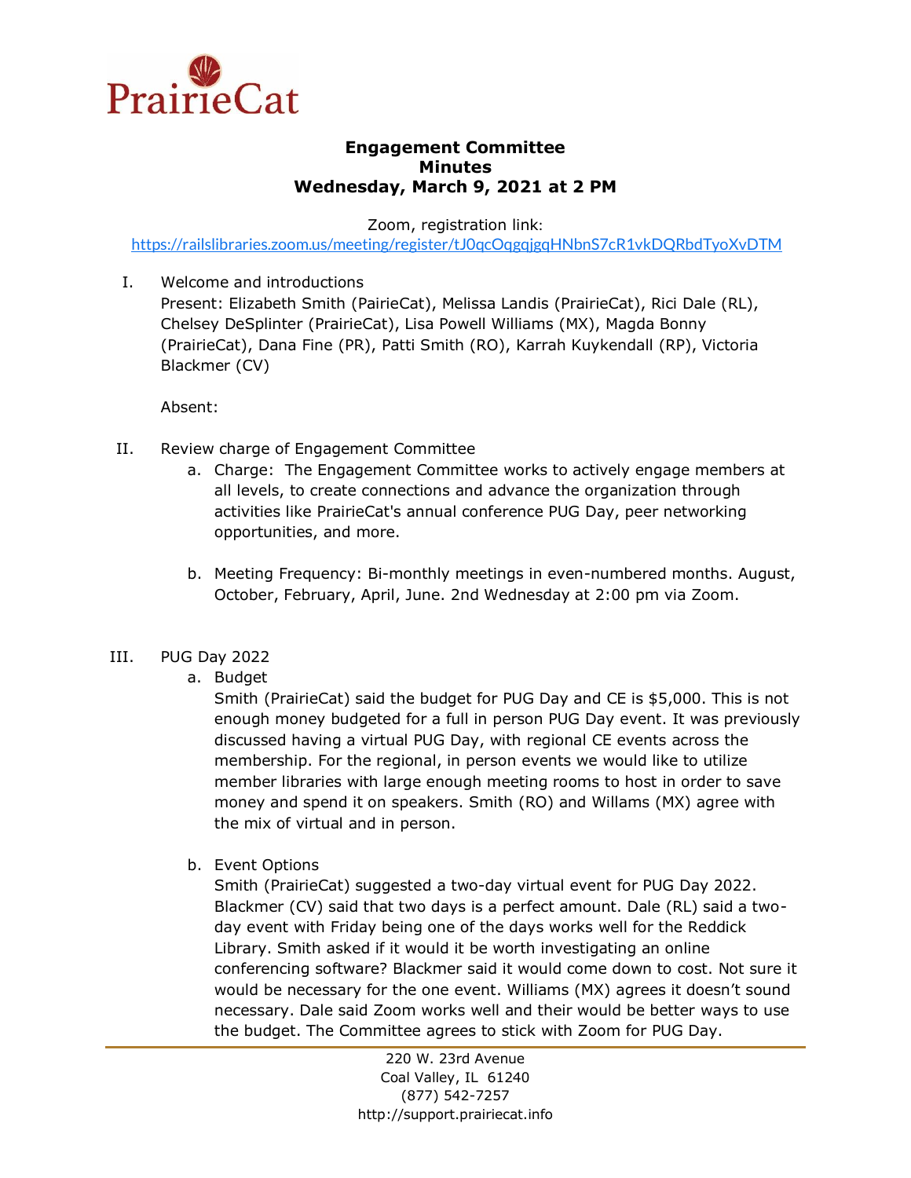PrairieCat

**Engagement Committee**
**Minutes**
**Wednesday, March 9, 2021 at 2 PM**

Zoom, registration link:
https://railslibraries.zoom.us/meeting/register/tJ0qcOqgqjgqHNbnS7cR1vkDQRbdTyoXvDTM

I. Welcome and introductions
   Present: Elizabeth Smith (PairieCat), Melissa Landis (PrairieCat), Rici Dale (RL), Chelsey DeSplinter (PrairieCat), Lisa Powell Williams (MX), Magda Bonny (PrairieCat), Dana Fine (PR), Patti Smith (RO), Karrah Kuykendall (RP), Victoria Blackmer (CV)

   Absent:

II. Review charge of Engagement Committee
   a. Charge: The Engagement Committee works to actively engage members at all levels, to create connections and advance the organization through activities like PrairieCat's annual conference PUG Day, peer networking opportunities, and more.

   b. Meeting Frequency: Bi-monthly meetings in even-numbered months. August, October, February, April, June. 2nd Wednesday at 2:00 pm via Zoom.

III. PUG Day 2022
   a. Budget
      Smith (PrairieCat) said the budget for PUG Day and CE is $5,000. This is not enough money budgeted for a full in person PUG Day event. It was previously discussed having a virtual PUG Day, with regional CE events across the membership. For the regional, in person events we would like to utilize member libraries with large enough meeting rooms to host in order to save money and spend it on speakers. Smith (RO) and Willams (MX) agree with the mix of virtual and in person.

   b. Event Options
      Smith (PrairieCat) suggested a two-day virtual event for PUG Day 2022. Blackmer (CV) said that two days is a perfect amount. Dale (RL) said a two-day event with Friday being one of the days works well for the Reddick Library. Smith asked if it would it be worth investigating an online conferencing software? Blackmer said it would come down to cost. Not sure it would be necessary for the one event. Williams (MX) agrees it doesn't sound necessary. Dale said Zoom works well and their would be better ways to use the budget. The Committee agrees to stick with Zoom for PUG Day.

220 W. 23rd Avenue
Coal Valley, IL 61240
(877) 542-7257
http://support.prairiecat.info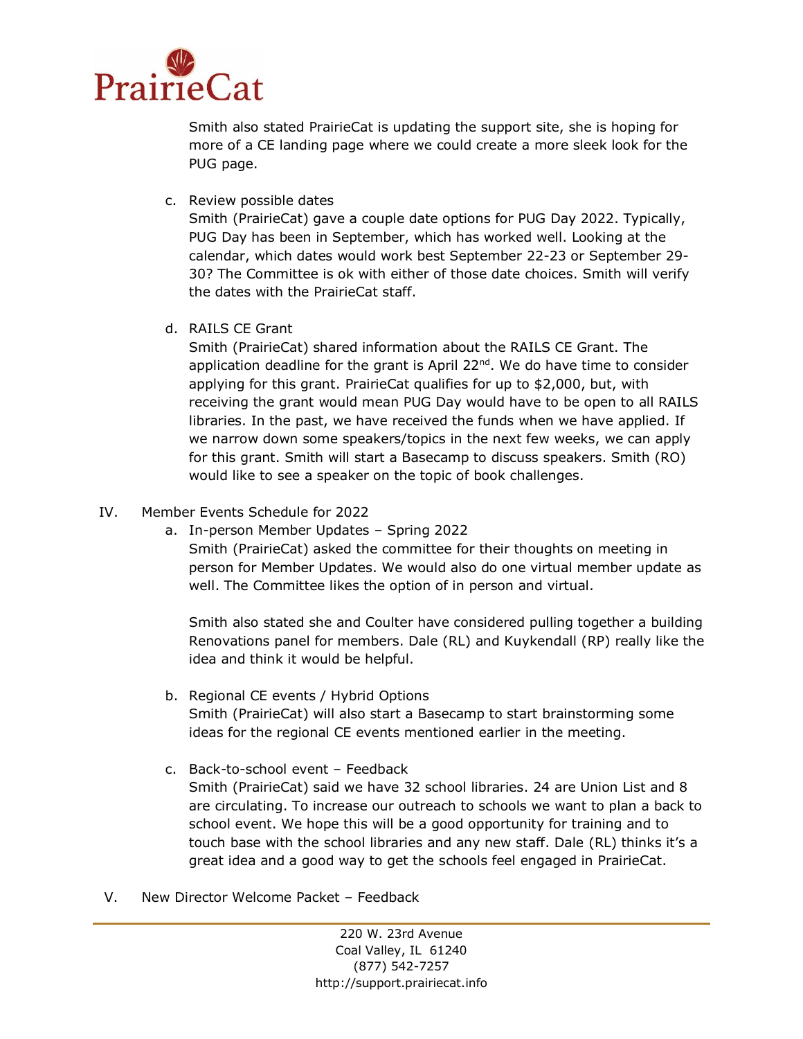Smith also stated PrairieCat is updating the support site, she is hoping for more of a CE landing page where we could create a more sleek look for the PUG page.

c. Review possible dates
Smith (PrairieCat) gave a couple date options for PUG Day 2022. Typically, PUG Day has been in September, which has worked well. Looking at the calendar, which dates would work best September 22-23 or September 29-30? The Committee is ok with either of those date choices. Smith will verify the dates with the PrairieCat staff.

d. RAILS CE Grant
Smith (PrairieCat) shared information about the RAILS CE Grant. The application deadline for the grant is April 22nd. We do have time to consider applying for this grant. PrairieCat qualifies for up to $2,000, but, with receiving the grant would mean PUG Day would have to be open to all RAILS libraries. In the past, we have received the funds when we have applied. If we narrow down some speakers/topics in the next few weeks, we can apply for this grant. Smith will start a Basecamp to discuss speakers. Smith (RO) would like to see a speaker on the topic of book challenges.

IV. Member Events Schedule for 2022

a. In-person Member Updates – Spring 2022
Smith (PrairieCat) asked the committee for their thoughts on meeting in person for Member Updates. We would also do one virtual member update as well. The Committee likes the option of in person and virtual.

Smith also stated she and Coulter have considered pulling together a building Renovations panel for members. Dale (RL) and Kuykendall (RP) really like the idea and think it would be helpful.

b. Regional CE events / Hybrid Options
Smith (PrairieCat) will also start a Basecamp to start brainstorming some ideas for the regional CE events mentioned earlier in the meeting.

c. Back-to-school event – Feedback
Smith (PrairieCat) said we have 32 school libraries. 24 are Union List and 8 are circulating. To increase our outreach to schools we want to plan a back to school event. We hope this will be a good opportunity for training and to touch base with the school libraries and any new staff. Dale (RL) thinks it's a great idea and a good way to get the schools feel engaged in PrairieCat.

V. New Director Welcome Packet – Feedback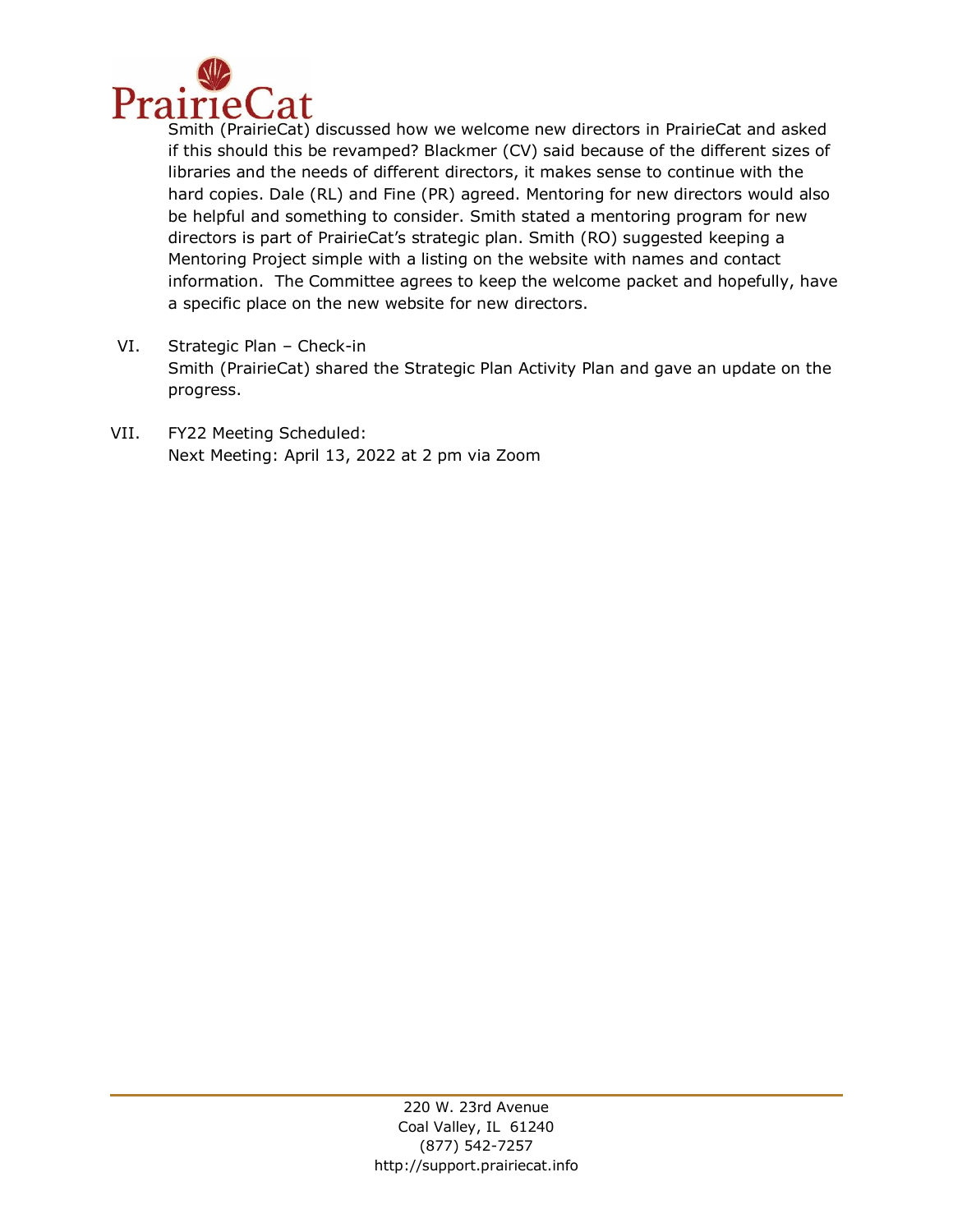Smith (PrairieCat) discussed how we welcome new directors in PrairieCat and asked if this should this be revamped? Blackmer (CV) said because of the different sizes of libraries and the needs of different directors, it makes sense to continue with the hard copies. Dale (RL) and Fine (PR) agreed. Mentoring for new directors would also be helpful and something to consider. Smith stated a mentoring program for new directors is part of PrairieCat's strategic plan. Smith (RO) suggested keeping a Mentoring Project simple with a listing on the website with names and contact information. The Committee agrees to keep the welcome packet and hopefully, have a specific place on the new website for new directors.

VI. Strategic Plan – Check-in
Smith (PrairieCat) shared the Strategic Plan Activity Plan and gave an update on the progress.

VII. FY22 Meeting Scheduled:
Next Meeting: April 13, 2022 at 2 pm via Zoom